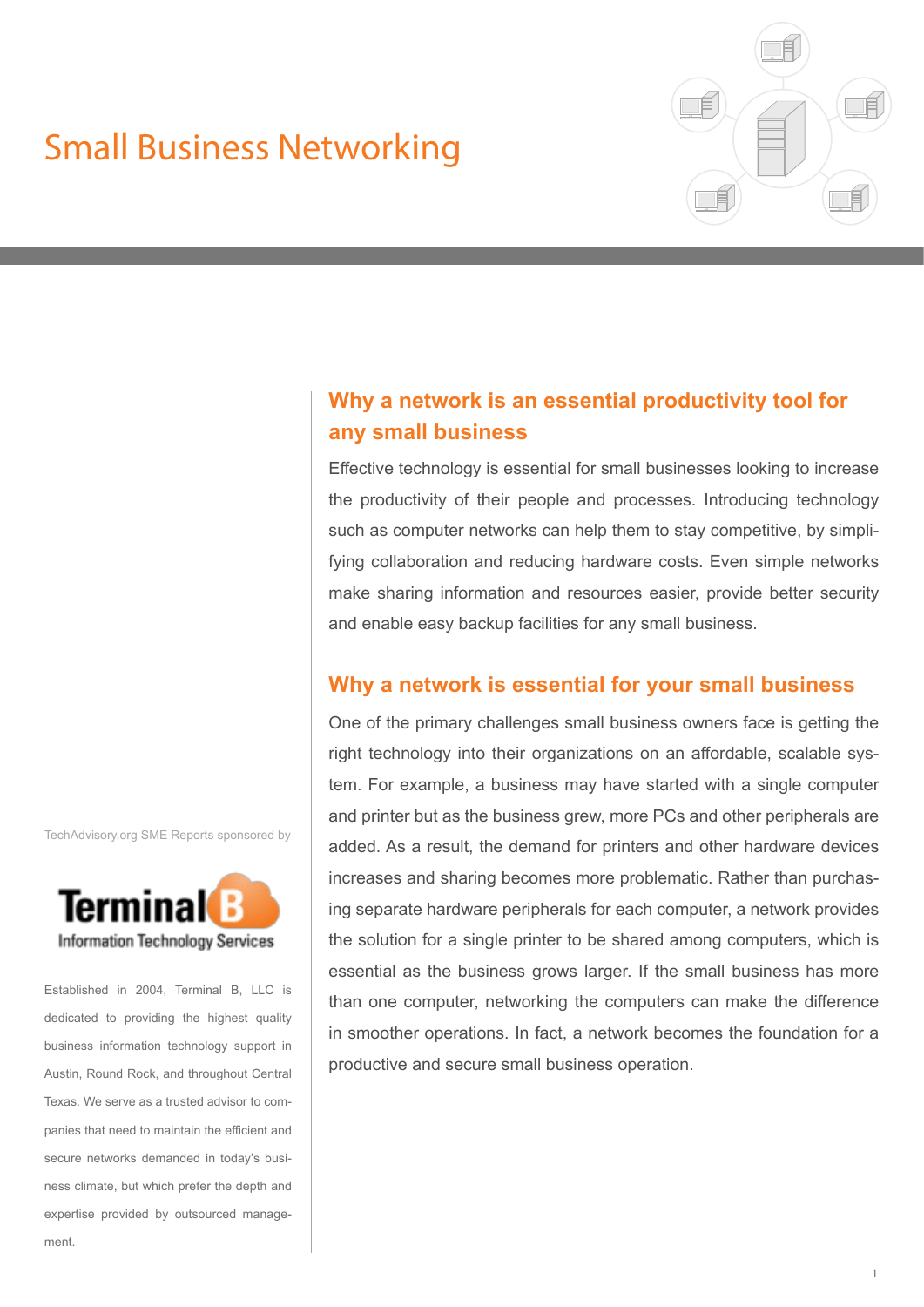# Small Business Networking

## Why a network is an essential productivity tool for any small business

Effective technology is essential for small businesses looking to increase the productivity of their people and processes. Introducing technology such as computer networks can help them to stay competitive, by simplifying collaboration and reducing hardware costs. Even simple networks make sharing information and resources easier, provide better security and enable easy backup facilities for any small business.

## Why a network is essential for your small business

One of the primary challenges small business owners face is getting the right technology into their organizations on an affordable, scalable system. For example, a business may have started with a single computer and printer but as the business grew, more PCs and other peripherals are added. As a result, the demand for printers and other hardware devices increases and sharing becomes more problematic. Rather than purchasing separate hardware peripherals for each computer, a network provides the solution for a single printer to be shared among computers, which is essential as the business grows larger. If the small business has more than one computer, networking the computers can make the difference in smoother operations. In fact, a network becomes the foundation for a productive and secure small business operation.

TechAdvisory.org SME Reports sponsored by

Terminal B
Information Technology Services

Established in 2004, Terminal B, LLC is dedicated to providing the highest quality business information technology support in Austin, Round Rock, and throughout Central Texas. We serve as a trusted advisor to companies that need to maintain the efficient and secure networks demanded in today's business climate, but which prefer the depth and expertise provided by outsourced management.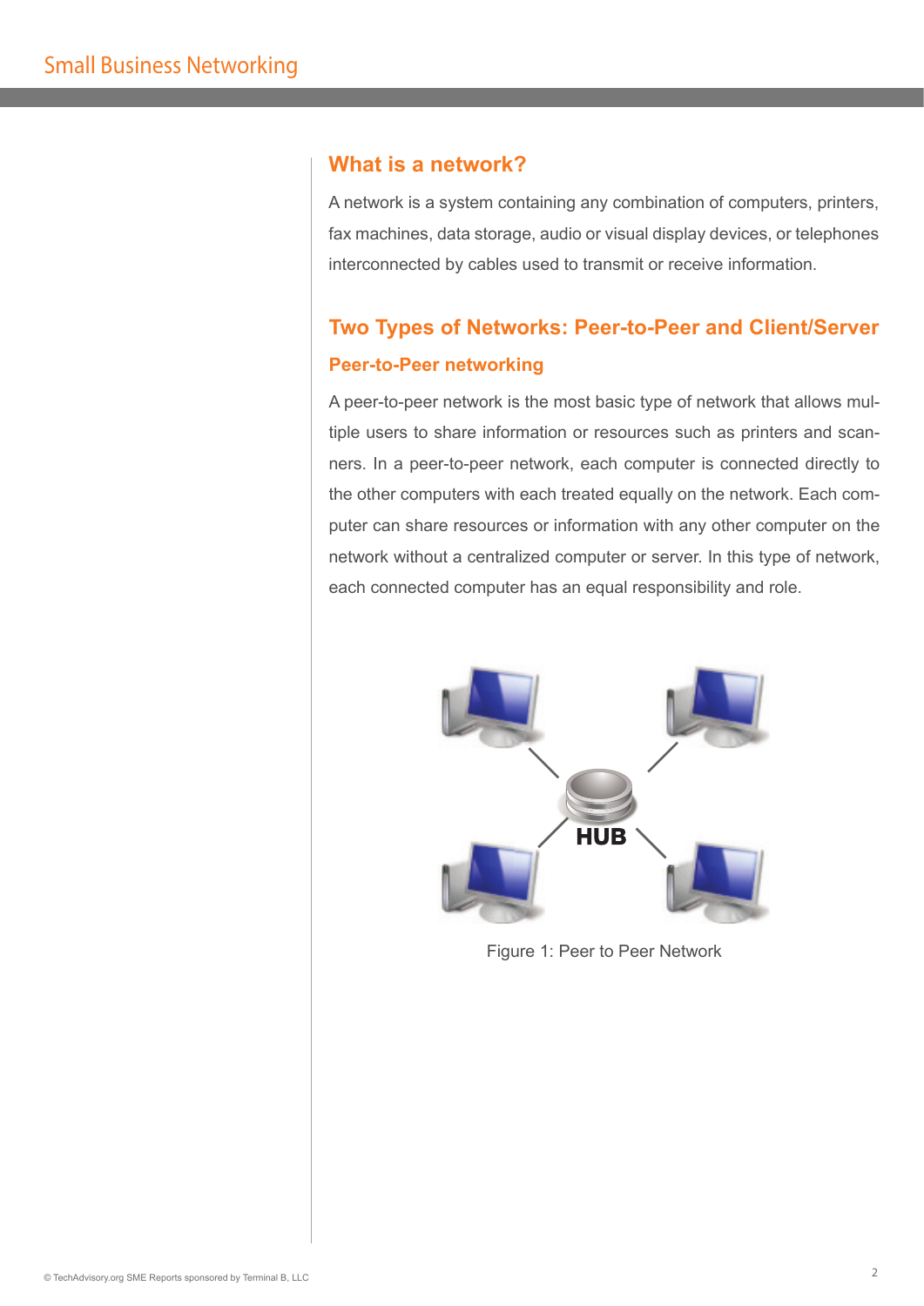## What is a network?

A network is a system containing any combination of computers, printers, fax machines, data storage, audio or visual display devices, or telephones interconnected by cables used to transmit or receive information.

## Two Types of Networks: Peer-to-Peer and Client/Server

### Peer-to-Peer networking

A peer-to-peer network is the most basic type of network that allows multiple users to share information or resources such as printers and scanners. In a peer-to-peer network, each computer is connected directly to the other computers with each treated equally on the network. Each computer can share resources or information with any other computer on the network without a centralized computer or server. In this type of network, each connected computer has an equal responsibility and role.

Figure 1: Peer to Peer Network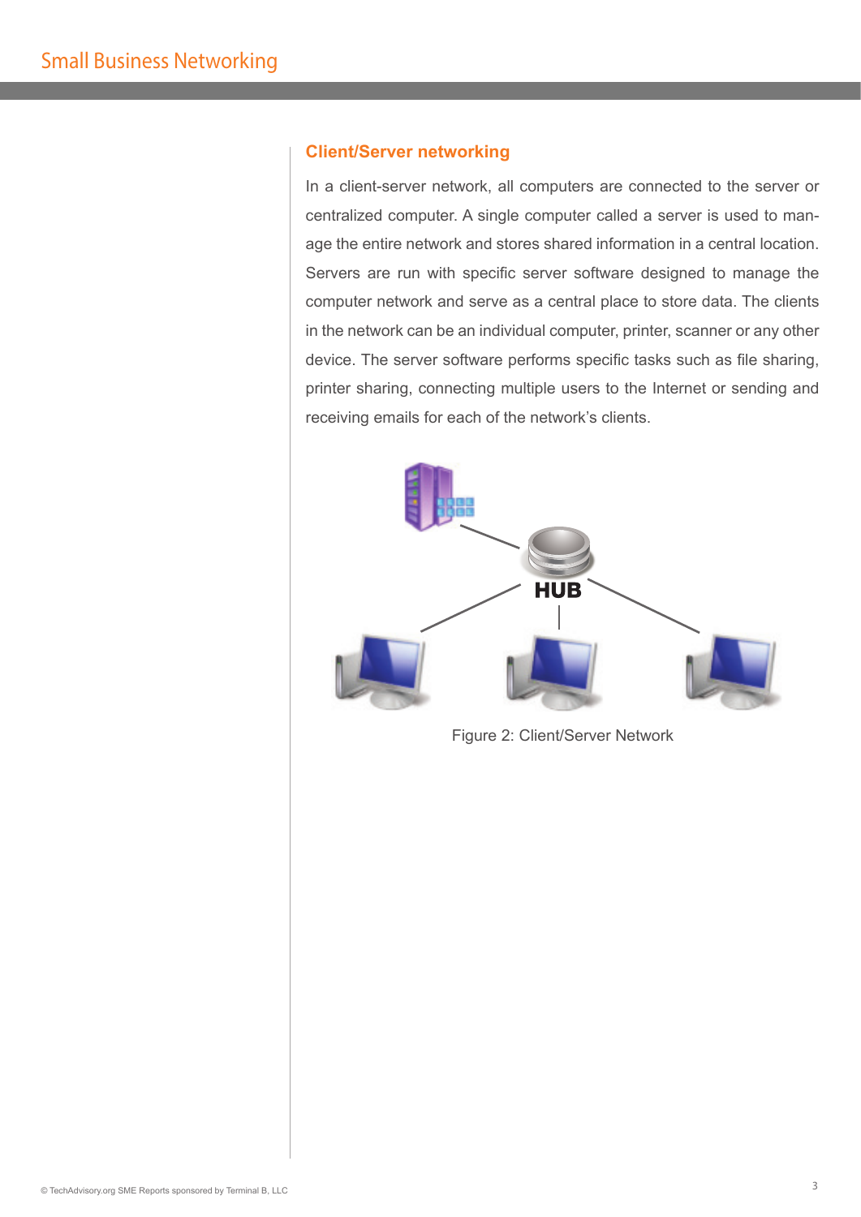## Client/Server networking

In a client-server network, all computers are connected to the server or centralized computer. A single computer called a server is used to manage the entire network and stores shared information in a central location. Servers are run with specific server software designed to manage the computer network and serve as a central place to store data. The clients in the network can be an individual computer, printer, scanner or any other device. The server software performs specific tasks such as file sharing, printer sharing, connecting multiple users to the Internet or sending and receiving emails for each of the network's clients.

Figure 2: Client/Server Network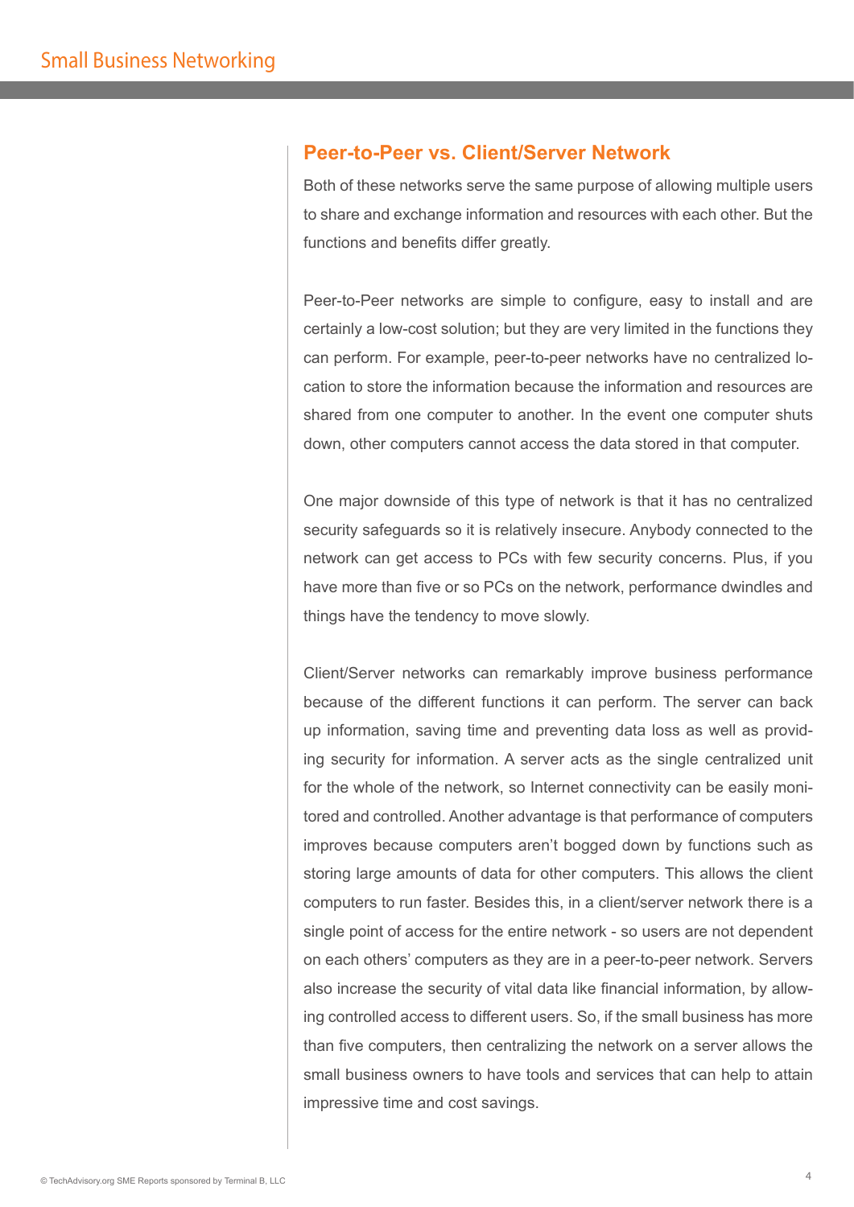## Peer-to-Peer vs. Client/Server Network

Both of these networks serve the same purpose of allowing multiple users to share and exchange information and resources with each other. But the functions and benefits differ greatly.

Peer-to-Peer networks are simple to configure, easy to install and are certainly a low-cost solution; but they are very limited in the functions they can perform. For example, peer-to-peer networks have no centralized location to store the information because the information and resources are shared from one computer to another. In the event one computer shuts down, other computers cannot access the data stored in that computer.

One major downside of this type of network is that it has no centralized security safeguards so it is relatively insecure. Anybody connected to the network can get access to PCs with few security concerns. Plus, if you have more than five or so PCs on the network, performance dwindles and things have the tendency to move slowly.

Client/Server networks can remarkably improve business performance because of the different functions it can perform. The server can back up information, saving time and preventing data loss as well as providing security for information. A server acts as the single centralized unit for the whole of the network, so Internet connectivity can be easily monitored and controlled. Another advantage is that performance of computers improves because computers aren't bogged down by functions such as storing large amounts of data for other computers. This allows the client computers to run faster. Besides this, in a client/server network there is a single point of access for the entire network - so users are not dependent on each others' computers as they are in a peer-to-peer network. Servers also increase the security of vital data like financial information, by allowing controlled access to different users. So, if the small business has more than five computers, then centralizing the network on a server allows the small business owners to have tools and services that can help to attain impressive time and cost savings.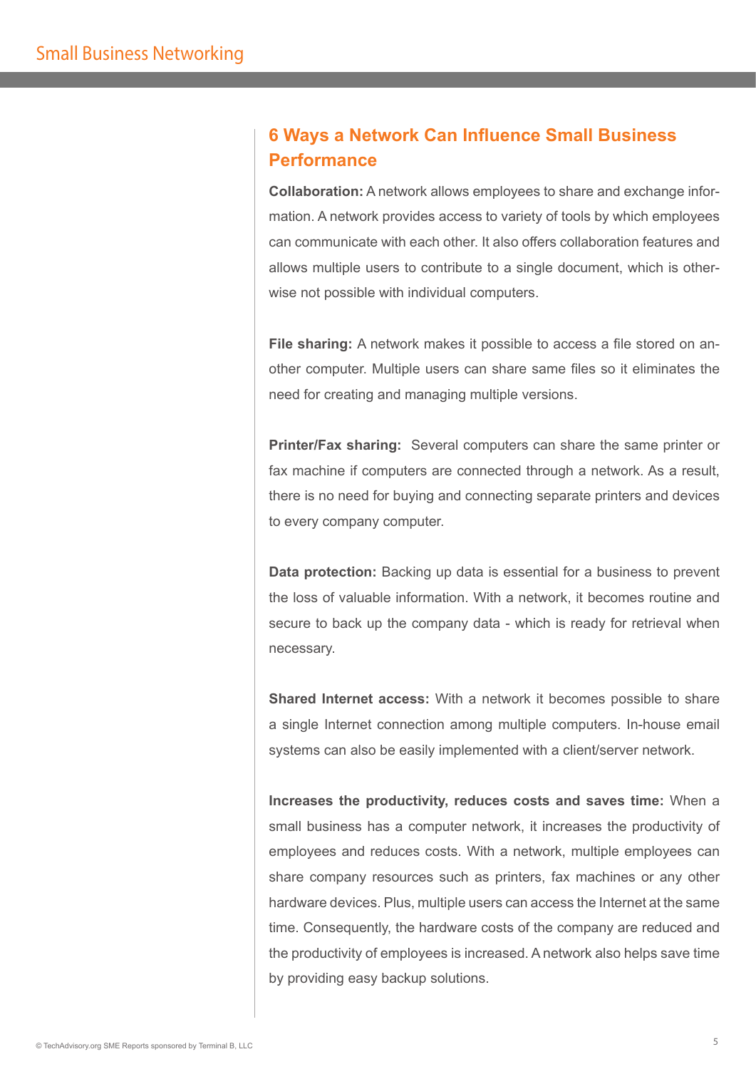## 6 Ways a Network Can Influence Small Business Performance

**Collaboration:** A network allows employees to share and exchange information. A network provides access to variety of tools by which employees can communicate with each other. It also offers collaboration features and allows multiple users to contribute to a single document, which is otherwise not possible with individual computers.

**File sharing:** A network makes it possible to access a file stored on another computer. Multiple users can share same files so it eliminates the need for creating and managing multiple versions.

**Printer/Fax sharing:** Several computers can share the same printer or fax machine if computers are connected through a network. As a result, there is no need for buying and connecting separate printers and devices to every company computer.

**Data protection:** Backing up data is essential for a business to prevent the loss of valuable information. With a network, it becomes routine and secure to back up the company data - which is ready for retrieval when necessary.

**Shared Internet access:** With a network it becomes possible to share a single Internet connection among multiple computers. In-house email systems can also be easily implemented with a client/server network.

**Increases the productivity, reduces costs and saves time:** When a small business has a computer network, it increases the productivity of employees and reduces costs. With a network, multiple employees can share company resources such as printers, fax machines or any other hardware devices. Plus, multiple users can access the Internet at the same time. Consequently, the hardware costs of the company are reduced and the productivity of employees is increased. A network also helps save time by providing easy backup solutions.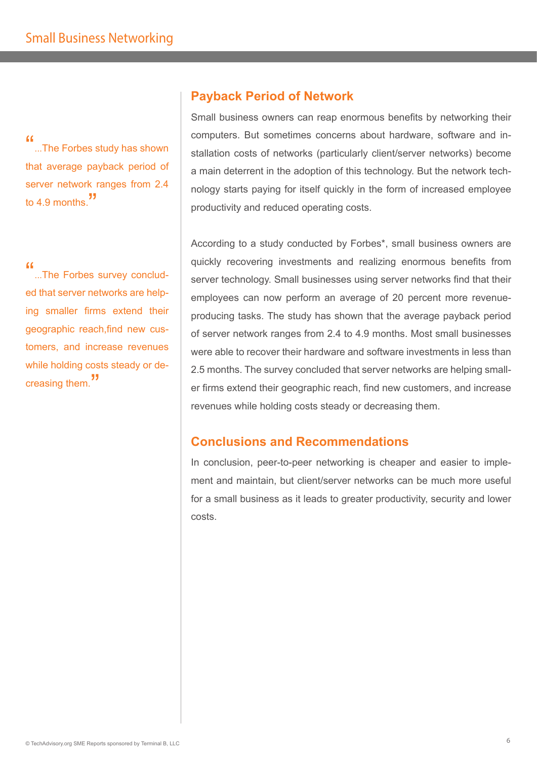> "...The Forbes study has shown that average payback period of server network ranges from 2.4 to 4.9 months."

> "...The Forbes survey concluded that server networks are helping smaller firms extend their geographic reach,find new customers, and increase revenues while holding costs steady or decreasing them."

## Payback Period of Network

Small business owners can reap enormous benefits by networking their computers. But sometimes concerns about hardware, software and installation costs of networks (particularly client/server networks) become a main deterrent in the adoption of this technology. But the network technology starts paying for itself quickly in the form of increased employee productivity and reduced operating costs.

According to a study conducted by Forbes*, small business owners are quickly recovering investments and realizing enormous benefits from server technology. Small businesses using server networks find that their employees can now perform an average of 20 percent more revenue-producing tasks. The study has shown that the average payback period of server network ranges from 2.4 to 4.9 months. Most small businesses were able to recover their hardware and software investments in less than 2.5 months. The survey concluded that server networks are helping smaller firms extend their geographic reach, find new customers, and increase revenues while holding costs steady or decreasing them.

## Conclusions and Recommendations

In conclusion, peer-to-peer networking is cheaper and easier to implement and maintain, but client/server networks can be much more useful for a small business as it leads to greater productivity, security and lower costs.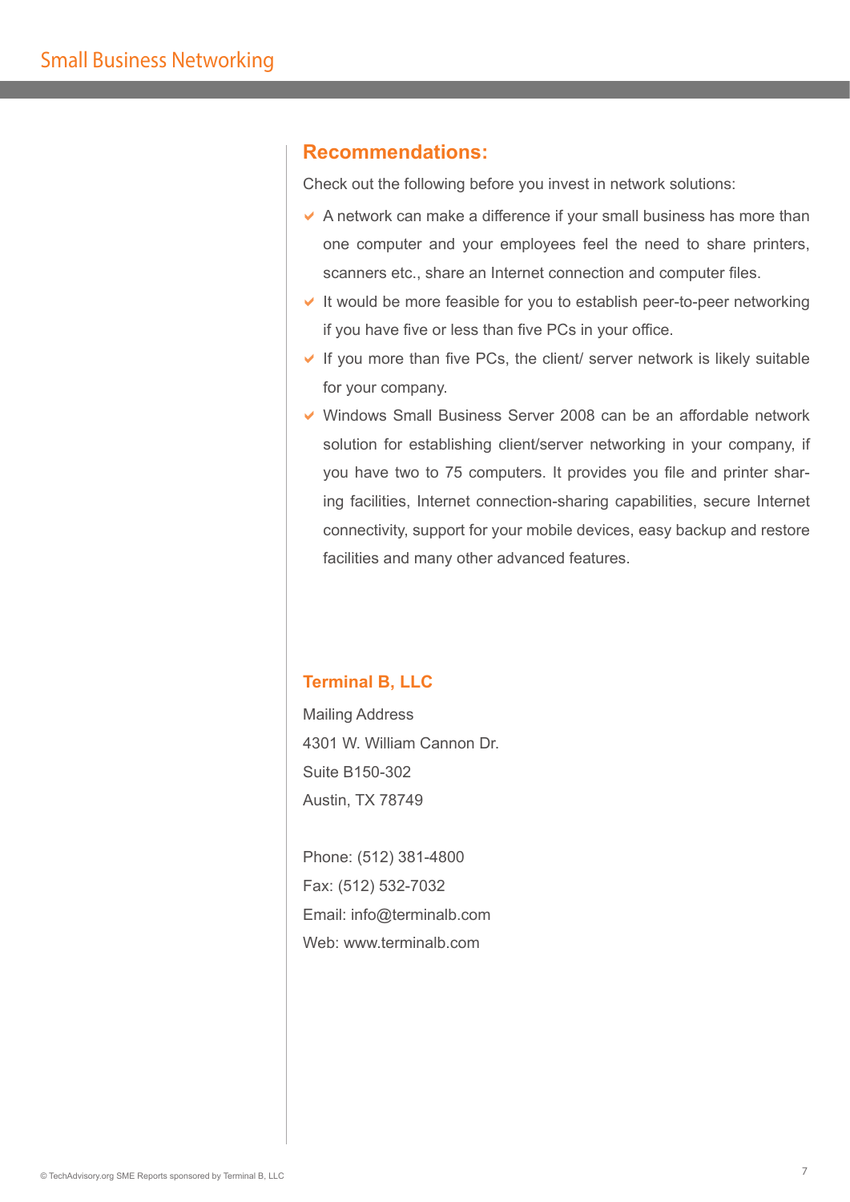## Recommendations:

Check out the following before you invest in network solutions:

- A network can make a difference if your small business has more than one computer and your employees feel the need to share printers, scanners etc., share an Internet connection and computer files.
- It would be more feasible for you to establish peer-to-peer networking if you have five or less than five PCs in your office.
- If you more than five PCs, the client/ server network is likely suitable for your company.
- Windows Small Business Server 2008 can be an affordable network solution for establishing client/server networking in your company, if you have two to 75 computers. It provides you file and printer sharing facilities, Internet connection-sharing capabilities, secure Internet connectivity, support for your mobile devices, easy backup and restore facilities and many other advanced features.

### Terminal B, LLC

Mailing Address
4301 W. William Cannon Dr.
Suite B150-302
Austin, TX 78749

Phone: (512) 381-4800
Fax: (512) 532-7032
Email: info@terminalb.com
Web: www.terminalb.com